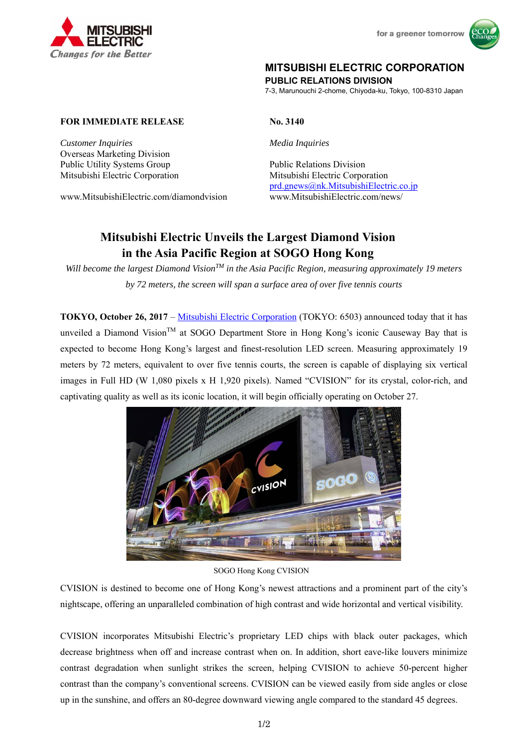MITSUBISHI ELECTRIC
Changes for the Better

for a greener tomorrow

**MITSUBISHI ELECTRIC CORPORATION**
**PUBLIC RELATIONS DIVISION**
7-3, Marunouchi 2-chome, Chiyoda-ku, Tokyo, 100-8310 Japan

**FOR IMMEDIATE RELEASE**

**No. 3140**

*Customer Inquiries*
Overseas Marketing Division
Public Utility Systems Group
Mitsubishi Electric Corporation

www.MitsubishiElectric.com/diamondvision

*Media Inquiries*

Public Relations Division
Mitsubishi Electric Corporation
prd.gnews@nk.MitsubishiElectric.co.jp
www.MitsubishiElectric.com/news/

# Mitsubishi Electric Unveils the Largest Diamond Vision in the Asia Pacific Region at SOGO Hong Kong

*Will become the largest Diamond Vision™ in the Asia Pacific Region, measuring approximately 19 meters by 72 meters, the screen will span a surface area of over five tennis courts*

**TOKYO, October 26, 2017** – Mitsubishi Electric Corporation (TOKYO: 6503) announced today that it has unveiled a Diamond Vision™ at SOGO Department Store in Hong Kong's iconic Causeway Bay that is expected to become Hong Kong's largest and finest-resolution LED screen. Measuring approximately 19 meters by 72 meters, equivalent to over five tennis courts, the screen is capable of displaying six vertical images in Full HD (W 1,080 pixels x H 1,920 pixels). Named "CVISION" for its crystal, color-rich, and captivating quality as well as its iconic location, it will begin officially operating on October 27.

SOGO Hong Kong CVISION

CVISION is destined to become one of Hong Kong's newest attractions and a prominent part of the city's nightscape, offering an unparalleled combination of high contrast and wide horizontal and vertical visibility.

CVISION incorporates Mitsubishi Electric's proprietary LED chips with black outer packages, which decrease brightness when off and increase contrast when on. In addition, short eave-like louvers minimize contrast degradation when sunlight strikes the screen, helping CVISION to achieve 50-percent higher contrast than the company's conventional screens. CVISION can be viewed easily from side angles or close up in the sunshine, and offers an 80-degree downward viewing angle compared to the standard 45 degrees.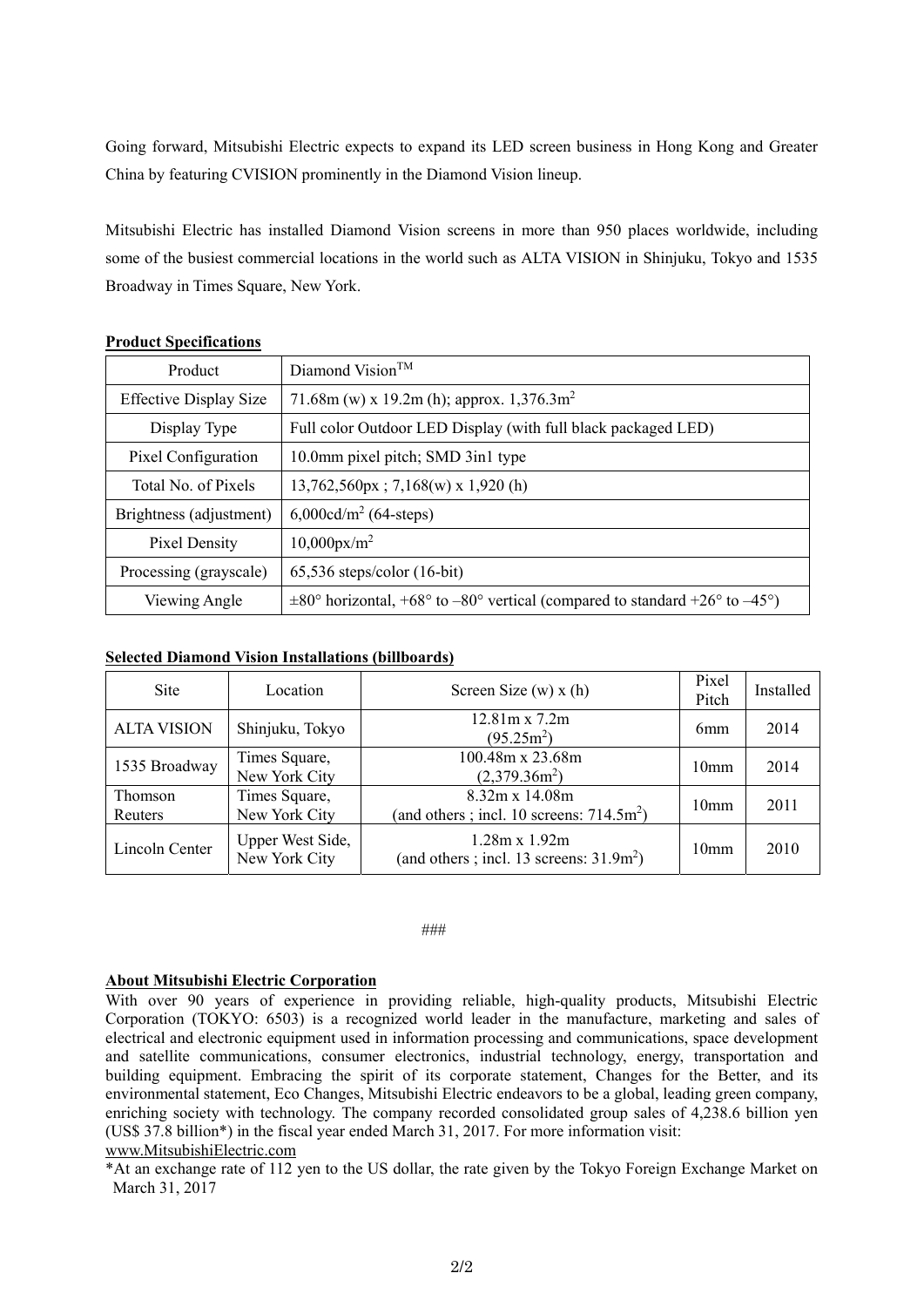Going forward, Mitsubishi Electric expects to expand its LED screen business in Hong Kong and Greater China by featuring CVISION prominently in the Diamond Vision lineup.

Mitsubishi Electric has installed Diamond Vision screens in more than 950 places worldwide, including some of the busiest commercial locations in the world such as ALTA VISION in Shinjuku, Tokyo and 1535 Broadway in Times Square, New York.

**Product Specifications**

| | |
|---|---|
| Product | Diamond Vision™ |
| Effective Display Size | 71.68m (w) x 19.2m (h); approx. 1,376.3m² |
| Display Type | Full color Outdoor LED Display (with full black packaged LED) |
| Pixel Configuration | 10.0mm pixel pitch; SMD 3in1 type |
| Total No. of Pixels | 13,762,560px ; 7,168(w) x 1,920 (h) |
| Brightness (adjustment) | 6,000cd/m² (64-steps) |
| Pixel Density | 10,000px/m² |
| Processing (grayscale) | 65,536 steps/color (16-bit) |
| Viewing Angle | ±80° horizontal, +68° to –80° vertical (compared to standard +26° to –45°) |

**Selected Diamond Vision Installations (billboards)**

| Site | Location | Screen Size (w) x (h) | Pixel Pitch | Installed |
|---|---|---|---|---|
| ALTA VISION | Shinjuku, Tokyo | 12.81m x 7.2m (95.25m²) | 6mm | 2014 |
| 1535 Broadway | Times Square, New York City | 100.48m x 23.68m (2,379.36m²) | 10mm | 2014 |
| Thomson Reuters | Times Square, New York City | 8.32m x 14.08m (and others ; incl. 10 screens: 714.5m²) | 10mm | 2011 |
| Lincoln Center | Upper West Side, New York City | 1.28m x 1.92m (and others ; incl. 13 screens: 31.9m²) | 10mm | 2010 |

###

**About Mitsubishi Electric Corporation**

With over 90 years of experience in providing reliable, high-quality products, Mitsubishi Electric Corporation (TOKYO: 6503) is a recognized world leader in the manufacture, marketing and sales of electrical and electronic equipment used in information processing and communications, space development and satellite communications, consumer electronics, industrial technology, energy, transportation and building equipment. Embracing the spirit of its corporate statement, Changes for the Better, and its environmental statement, Eco Changes, Mitsubishi Electric endeavors to be a global, leading green company, enriching society with technology. The company recorded consolidated group sales of 4,238.6 billion yen (US$ 37.8 billion*) in the fiscal year ended March 31, 2017. For more information visit: www.MitsubishiElectric.com

*At an exchange rate of 112 yen to the US dollar, the rate given by the Tokyo Foreign Exchange Market on March 31, 2017